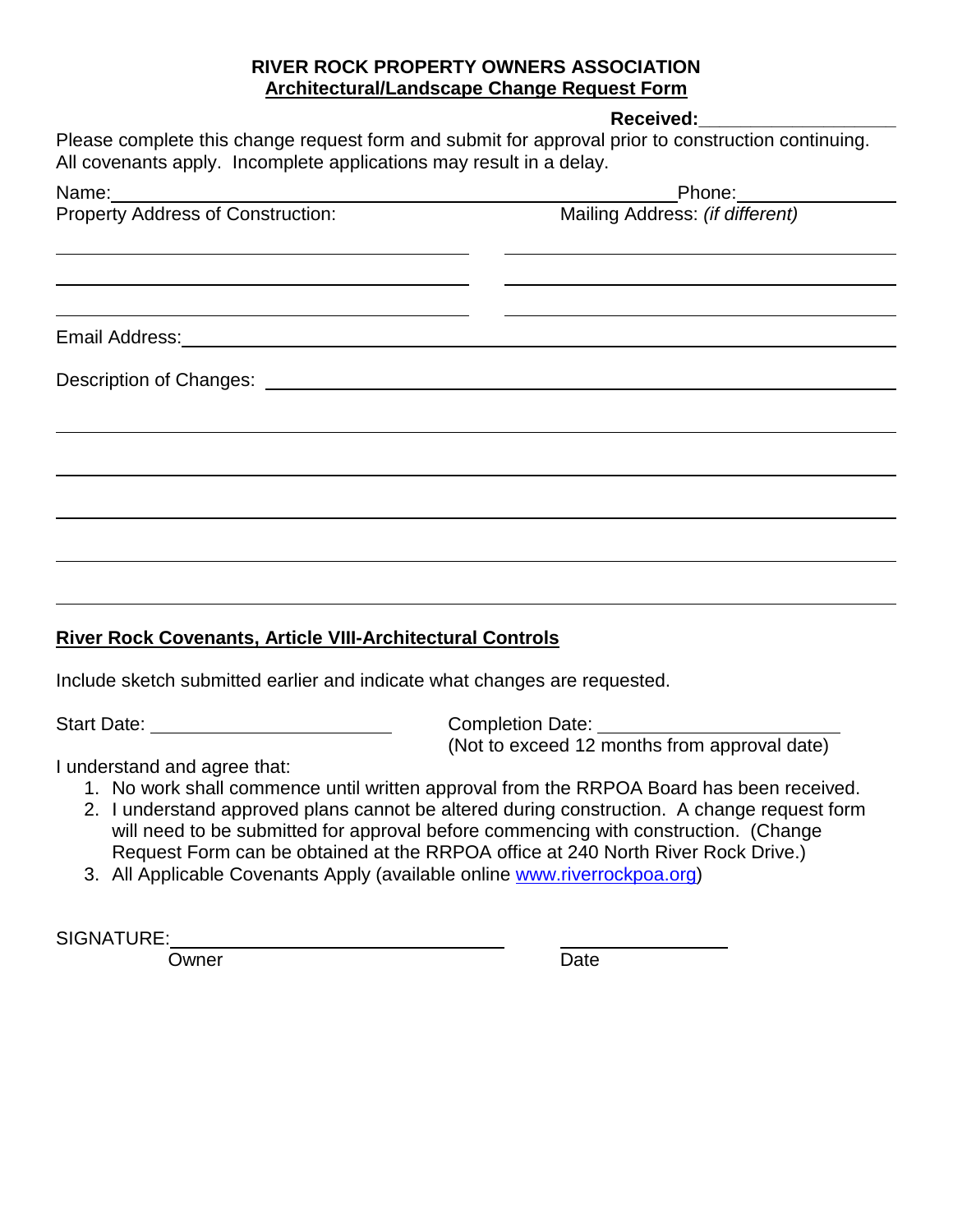**RIVER ROCK PROPERTY OWNERS ASSOCIATION**
**Architectural/Landscape Change Request Form**

**Received:**\_\_\_\_\_\_\_\_\_\_\_\_\_\_\_\_\_\_

Please complete this change request form and submit for approval prior to construction continuing. All covenants apply. Incomplete applications may result in a delay.

Name:\_\_\_\_\_\_\_\_\_\_\_\_\_\_\_\_\_\_\_\_\_\_\_\_\_\_\_\_\_\_\_\_\_\_\_\_\_\_\_\_\_\_\_\_\_\_\_\_\_\_ Phone:\_\_\_\_\_\_\_\_\_\_\_\_\_\_\_\_

Property Address of Construction: Mailing Address: *(if different)*

\_\_\_\_\_\_\_\_\_\_\_\_\_\_\_\_\_\_\_\_\_\_\_\_\_\_\_\_\_\_\_\_\_\_ \_\_\_\_\_\_\_\_\_\_\_\_\_\_\_\_\_\_\_\_\_\_\_\_\_\_\_\_\_\_\_\_\_\_

\_\_\_\_\_\_\_\_\_\_\_\_\_\_\_\_\_\_\_\_\_\_\_\_\_\_\_\_\_\_\_\_\_\_ \_\_\_\_\_\_\_\_\_\_\_\_\_\_\_\_\_\_\_\_\_\_\_\_\_\_\_\_\_\_\_\_\_\_

\_\_\_\_\_\_\_\_\_\_\_\_\_\_\_\_\_\_\_\_\_\_\_\_\_\_\_\_\_\_\_\_\_\_ \_\_\_\_\_\_\_\_\_\_\_\_\_\_\_\_\_\_\_\_\_\_\_\_\_\_\_\_\_\_\_\_\_\_

Email Address:\_\_\_\_\_\_\_\_\_\_\_\_\_\_\_\_\_\_\_\_\_\_\_\_\_\_\_\_\_\_\_\_\_\_\_\_\_\_\_\_\_\_\_\_\_\_\_\_\_\_\_\_\_\_\_\_\_\_\_\_

Description of Changes: \_\_\_\_\_\_\_\_\_\_\_\_\_\_\_\_\_\_\_\_\_\_\_\_\_\_\_\_\_\_\_\_\_\_\_\_\_\_\_\_\_\_\_\_\_\_\_\_\_\_\_

\_\_\_\_\_\_\_\_\_\_\_\_\_\_\_\_\_\_\_\_\_\_\_\_\_\_\_\_\_\_\_\_\_\_\_\_\_\_\_\_\_\_\_\_\_\_\_\_\_\_\_\_\_\_\_\_\_\_\_\_\_\_\_\_\_\_\_\_\_\_\_\_

\_\_\_\_\_\_\_\_\_\_\_\_\_\_\_\_\_\_\_\_\_\_\_\_\_\_\_\_\_\_\_\_\_\_\_\_\_\_\_\_\_\_\_\_\_\_\_\_\_\_\_\_\_\_\_\_\_\_\_\_\_\_\_\_\_\_\_\_\_\_\_\_

\_\_\_\_\_\_\_\_\_\_\_\_\_\_\_\_\_\_\_\_\_\_\_\_\_\_\_\_\_\_\_\_\_\_\_\_\_\_\_\_\_\_\_\_\_\_\_\_\_\_\_\_\_\_\_\_\_\_\_\_\_\_\_\_\_\_\_\_\_\_\_\_

\_\_\_\_\_\_\_\_\_\_\_\_\_\_\_\_\_\_\_\_\_\_\_\_\_\_\_\_\_\_\_\_\_\_\_\_\_\_\_\_\_\_\_\_\_\_\_\_\_\_\_\_\_\_\_\_\_\_\_\_\_\_\_\_\_\_\_\_\_\_\_\_

\_\_\_\_\_\_\_\_\_\_\_\_\_\_\_\_\_\_\_\_\_\_\_\_\_\_\_\_\_\_\_\_\_\_\_\_\_\_\_\_\_\_\_\_\_\_\_\_\_\_\_\_\_\_\_\_\_\_\_\_\_\_\_\_\_\_\_\_\_\_\_\_

**River Rock Covenants, Article VIII-Architectural Controls**

Include sketch submitted earlier and indicate what changes are requested.

Start Date: \_\_\_\_\_\_\_\_\_\_\_\_\_\_\_\_\_\_\_\_\_\_ Completion Date: \_\_\_\_\_\_\_\_\_\_\_\_\_\_\_\_\_\_\_\_\_\_
(Not to exceed 12 months from approval date)

I understand and agree that:

1. No work shall commence until written approval from the RRPOA Board has been received.
2. I understand approved plans cannot be altered during construction. A change request form will need to be submitted for approval before commencing with construction. (Change Request Form can be obtained at the RRPOA office at 240 North River Rock Drive.)
3. All Applicable Covenants Apply (available online www.riverrockpoa.org)

SIGNATURE:\_\_\_\_\_\_\_\_\_\_\_\_\_\_\_\_\_\_\_\_\_\_\_\_\_\_\_\_\_\_\_ \_\_\_\_\_\_\_\_\_\_\_\_\_\_\_\_
Owner Date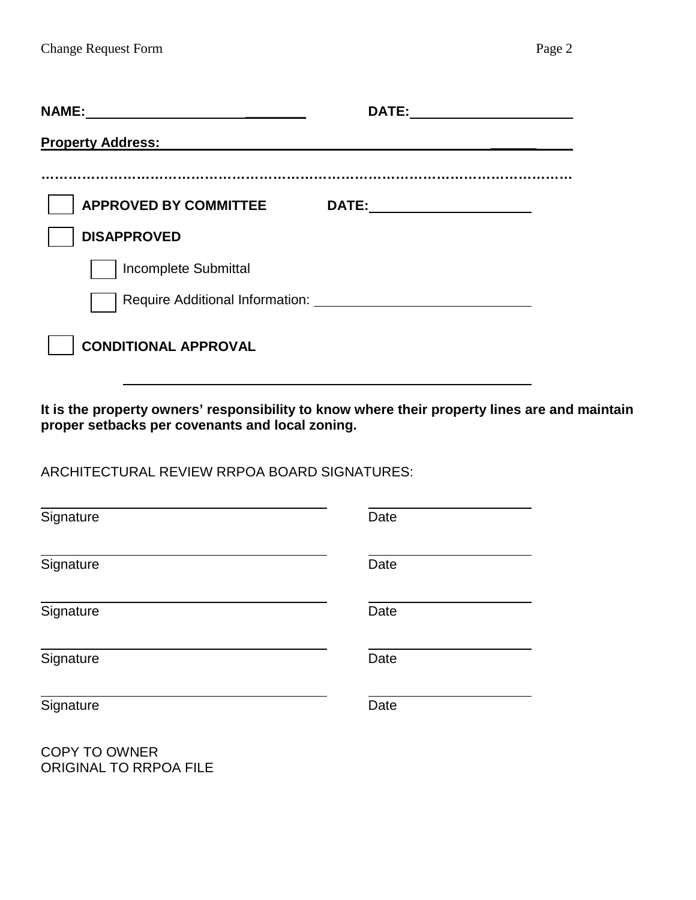**NAME:** ____________________________ **DATE:** ____________________

**Property Address:** ____________________________________________________

…………………………………………………………………………………………………………

☐ **APPROVED BY COMMITTEE** **DATE:** ____________________

☐ **DISAPPROVED**

- ☐ Incomplete Submittal
- ☐ Require Additional Information: ____________________________

☐ **CONDITIONAL APPROVAL**

____________________________________________________

**It is the property owners' responsibility to know where their property lines are and maintain proper setbacks per covenants and local zoning.**

ARCHITECTURAL REVIEW RRPOA BOARD SIGNATURES:

| | |
|---|---|
| ____________________________ Signature | ____________________ Date |
| ____________________________ Signature | ____________________ Date |
| ____________________________ Signature | ____________________ Date |
| ____________________________ Signature | ____________________ Date |
| ____________________________ Signature | ____________________ Date |

COPY TO OWNER
ORIGINAL TO RRPOA FILE